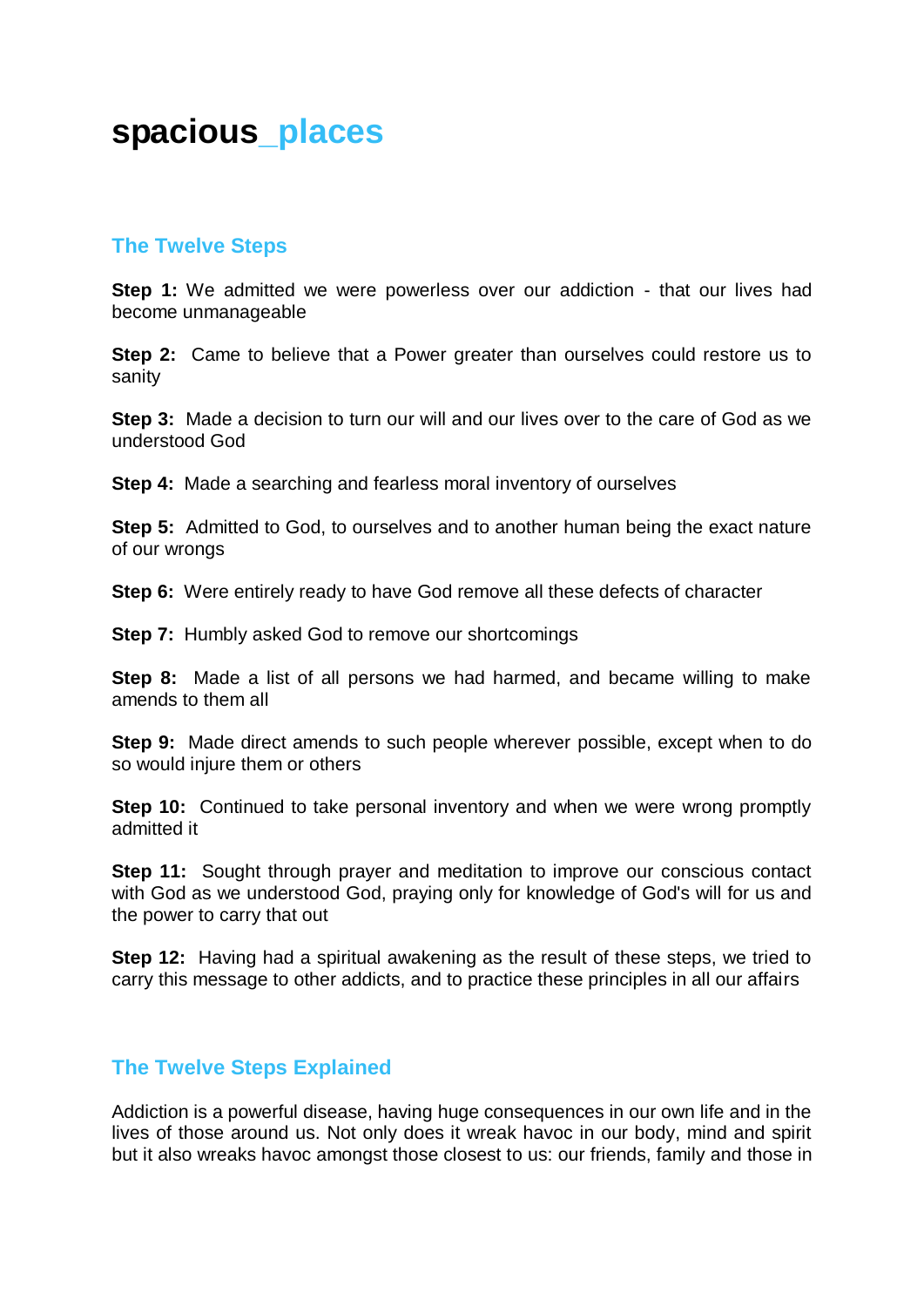# spacious_places

## The Twelve Steps

**Step 1:** We admitted we were powerless over our addiction - that our lives had become unmanageable

**Step 2:** Came to believe that a Power greater than ourselves could restore us to sanity

**Step 3:** Made a decision to turn our will and our lives over to the care of God as we understood God

**Step 4:** Made a searching and fearless moral inventory of ourselves

**Step 5:** Admitted to God, to ourselves and to another human being the exact nature of our wrongs

**Step 6:** Were entirely ready to have God remove all these defects of character

**Step 7:** Humbly asked God to remove our shortcomings

**Step 8:** Made a list of all persons we had harmed, and became willing to make amends to them all

**Step 9:** Made direct amends to such people wherever possible, except when to do so would injure them or others

**Step 10:** Continued to take personal inventory and when we were wrong promptly admitted it

**Step 11:** Sought through prayer and meditation to improve our conscious contact with God as we understood God, praying only for knowledge of God's will for us and the power to carry that out

**Step 12:** Having had a spiritual awakening as the result of these steps, we tried to carry this message to other addicts, and to practice these principles in all our affairs

## The Twelve Steps Explained

Addiction is a powerful disease, having huge consequences in our own life and in the lives of those around us. Not only does it wreak havoc in our body, mind and spirit but it also wreaks havoc amongst those closest to us: our friends, family and those in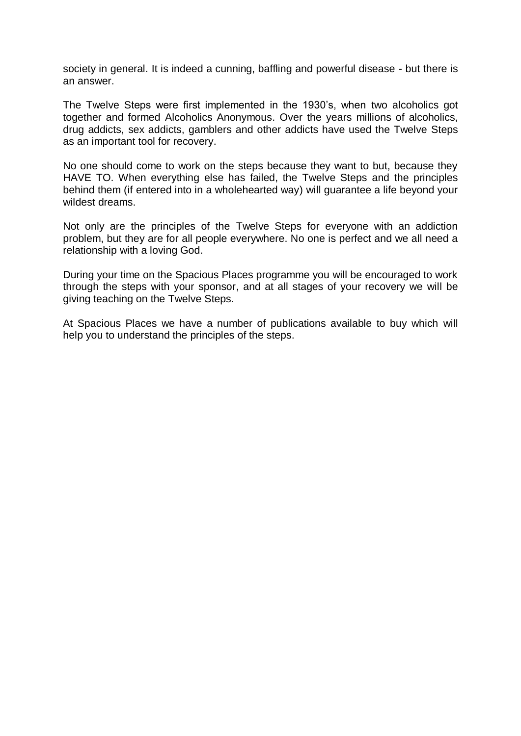society in general. It is indeed a cunning, baffling and powerful disease - but there is an answer.

The Twelve Steps were first implemented in the 1930's, when two alcoholics got together and formed Alcoholics Anonymous. Over the years millions of alcoholics, drug addicts, sex addicts, gamblers and other addicts have used the Twelve Steps as an important tool for recovery.

No one should come to work on the steps because they want to but, because they HAVE TO. When everything else has failed, the Twelve Steps and the principles behind them (if entered into in a wholehearted way) will guarantee a life beyond your wildest dreams.

Not only are the principles of the Twelve Steps for everyone with an addiction problem, but they are for all people everywhere. No one is perfect and we all need a relationship with a loving God.

During your time on the Spacious Places programme you will be encouraged to work through the steps with your sponsor, and at all stages of your recovery we will be giving teaching on the Twelve Steps.

At Spacious Places we have a number of publications available to buy which will help you to understand the principles of the steps.